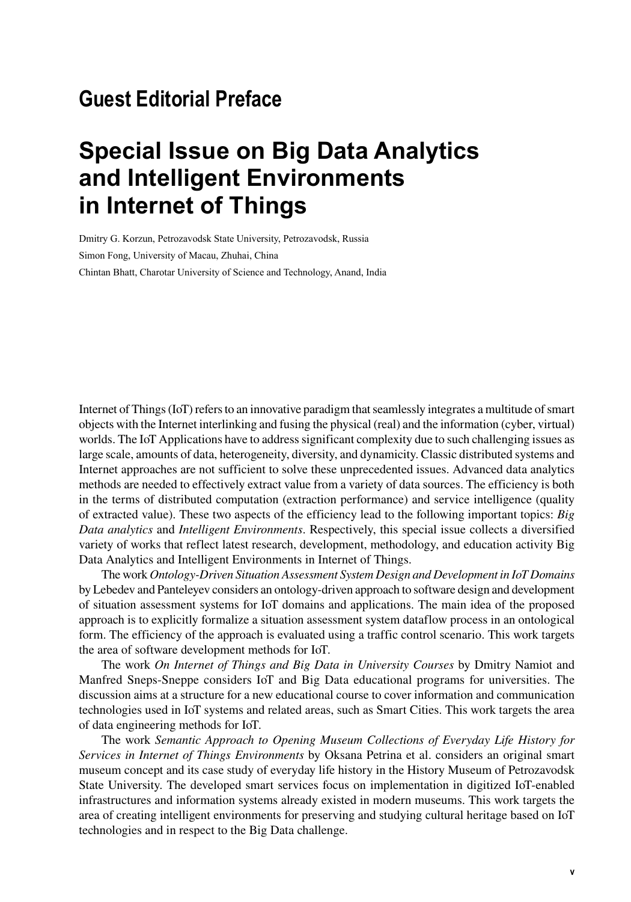## Guest Editorial Preface

# Special Issue on Big Data Analytics and Intelligent Environments in Internet of Things

Dmitry G. Korzun, Petrozavodsk State University, Petrozavodsk, Russia

Simon Fong, University of Macau, Zhuhai, China

Chintan Bhatt, Charotar University of Science and Technology, Anand, India

Internet of Things (IoT) refers to an innovative paradigm that seamlessly integrates a multitude of smart objects with the Internet interlinking and fusing the physical (real) and the information (cyber, virtual) worlds. The IoT Applications have to address significant complexity due to such challenging issues as large scale, amounts of data, heterogeneity, diversity, and dynamicity. Classic distributed systems and Internet approaches are not sufficient to solve these unprecedented issues. Advanced data analytics methods are needed to effectively extract value from a variety of data sources. The efficiency is both in the terms of distributed computation (extraction performance) and service intelligence (quality of extracted value). These two aspects of the efficiency lead to the following important topics: *Big Data analytics* and *Intelligent Environments*. Respectively, this special issue collects a diversified variety of works that reflect latest research, development, methodology, and education activity Big Data Analytics and Intelligent Environments in Internet of Things.

The work *Ontology-Driven Situation Assessment System Design and Development in IoT Domains* by Lebedev and Panteleyev considers an ontology-driven approach to software design and development of situation assessment systems for IoT domains and applications. The main idea of the proposed approach is to explicitly formalize a situation assessment system dataflow process in an ontological form. The efficiency of the approach is evaluated using a traffic control scenario. This work targets the area of software development methods for IoT.

The work *On Internet of Things and Big Data in University Courses* by Dmitry Namiot and Manfred Sneps-Sneppe considers IoT and Big Data educational programs for universities. The discussion aims at a structure for a new educational course to cover information and communication technologies used in IoT systems and related areas, such as Smart Cities. This work targets the area of data engineering methods for IoT.

The work *Semantic Approach to Opening Museum Collections of Everyday Life History for Services in Internet of Things Environments* by Oksana Petrina et al. considers an original smart museum concept and its case study of everyday life history in the History Museum of Petrozavodsk State University. The developed smart services focus on implementation in digitized IoT-enabled infrastructures and information systems already existed in modern museums. This work targets the area of creating intelligent environments for preserving and studying cultural heritage based on IoT technologies and in respect to the Big Data challenge.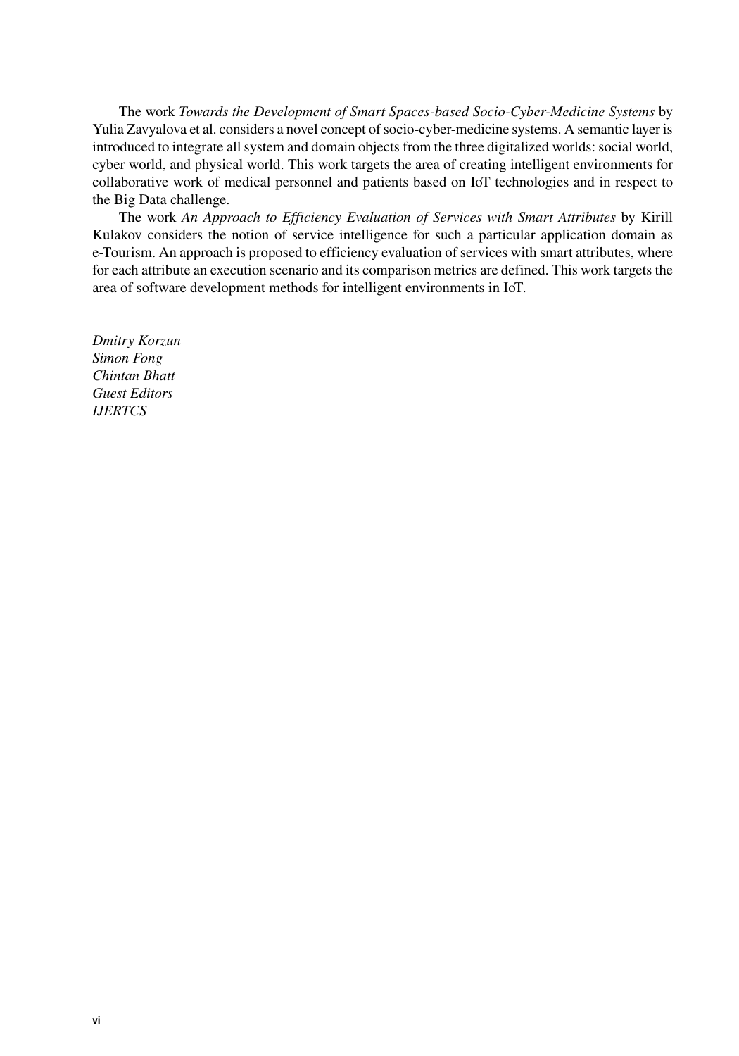The work *Towards the Development of Smart Spaces-based Socio-Cyber-Medicine Systems* by Yulia Zavyalova et al. considers a novel concept of socio-cyber-medicine systems. A semantic layer is introduced to integrate all system and domain objects from the three digitalized worlds: social world, cyber world, and physical world. This work targets the area of creating intelligent environments for collaborative work of medical personnel and patients based on IoT technologies and in respect to the Big Data challenge.

The work *An Approach to Efficiency Evaluation of Services with Smart Attributes* by Kirill Kulakov considers the notion of service intelligence for such a particular application domain as e-Tourism. An approach is proposed to efficiency evaluation of services with smart attributes, where for each attribute an execution scenario and its comparison metrics are defined. This work targets the area of software development methods for intelligent environments in IoT.

*Dmitry Korzun*
*Simon Fong*
*Chintan Bhatt*
*Guest Editors*
*IJERTCS*